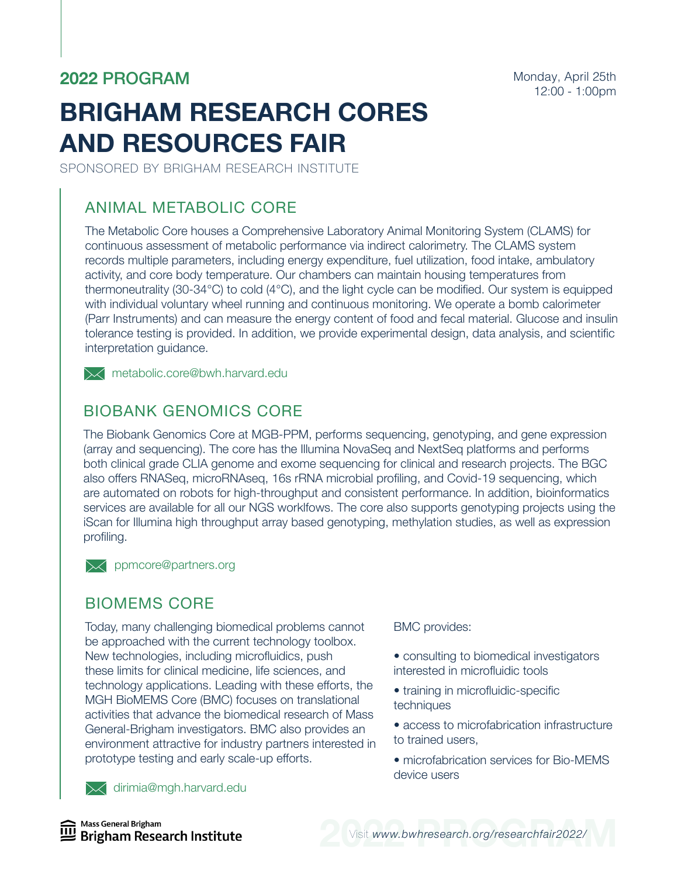## 2022 PROGRAM

Monday, April 25th
12:00 - 1:00pm

# BRIGHAM RESEARCH CORES AND RESOURCES FAIR

SPONSORED BY BRIGHAM RESEARCH INSTITUTE

## ANIMAL METABOLIC CORE

The Metabolic Core houses a Comprehensive Laboratory Animal Monitoring System (CLAMS) for continuous assessment of metabolic performance via indirect calorimetry. The CLAMS system records multiple parameters, including energy expenditure, fuel utilization, food intake, ambulatory activity, and core body temperature. Our chambers can maintain housing temperatures from thermoneutrality (30-34°C) to cold (4°C), and the light cycle can be modified. Our system is equipped with individual voluntary wheel running and continuous monitoring. We operate a bomb calorimeter (Parr Instruments) and can measure the energy content of food and fecal material. Glucose and insulin tolerance testing is provided. In addition, we provide experimental design, data analysis, and scientific interpretation guidance.

metabolic.core@bwh.harvard.edu

## BIOBANK GENOMICS CORE

The Biobank Genomics Core at MGB-PPM, performs sequencing, genotyping, and gene expression (array and sequencing). The core has the Illumina NovaSeq and NextSeq platforms and performs both clinical grade CLIA genome and exome sequencing for clinical and research projects. The BGC also offers RNASeq, microRNAseq, 16s rRNA microbial profiling, and Covid-19 sequencing, which are automated on robots for high-throughput and consistent performance. In addition, bioinformatics services are available for all our NGS worklfows. The core also supports genotyping projects using the iScan for Illumina high throughput array based genotyping, methylation studies, as well as expression profiling.

ppmcore@partners.org

## BIOMEMS CORE

Today, many challenging biomedical problems cannot be approached with the current technology toolbox. New technologies, including microfluidics, push these limits for clinical medicine, life sciences, and technology applications. Leading with these efforts, the MGH BioMEMS Core (BMC) focuses on translational activities that advance the biomedical research of Mass General-Brigham investigators. BMC also provides an environment attractive for industry partners interested in prototype testing and early scale-up efforts.

BMC provides:

- consulting to biomedical investigators interested in microfluidic tools
- training in microfluidic-specific techniques
- access to microfabrication infrastructure to trained users,
- microfabrication services for Bio-MEMS device users

dirimia@mgh.harvard.edu

Mass General Brigham
Brigham Research Institute

Visit *www.bwhresearch.org/researchfair2022/*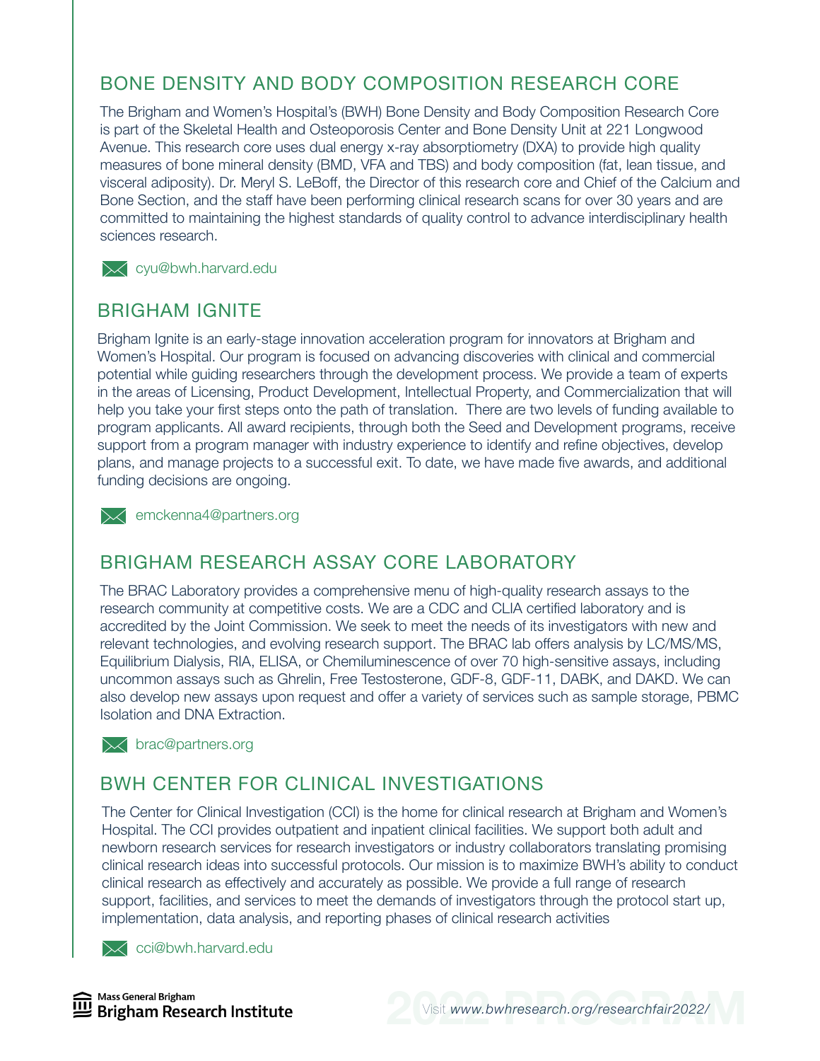## BONE DENSITY AND BODY COMPOSITION RESEARCH CORE

The Brigham and Women's Hospital's (BWH) Bone Density and Body Composition Research Core is part of the Skeletal Health and Osteoporosis Center and Bone Density Unit at 221 Longwood Avenue. This research core uses dual energy x-ray absorptiometry (DXA) to provide high quality measures of bone mineral density (BMD, VFA and TBS) and body composition (fat, lean tissue, and visceral adiposity). Dr. Meryl S. LeBoff, the Director of this research core and Chief of the Calcium and Bone Section, and the staff have been performing clinical research scans for over 30 years and are committed to maintaining the highest standards of quality control to advance interdisciplinary health sciences research.

cyu@bwh.harvard.edu

## BRIGHAM IGNITE

Brigham Ignite is an early-stage innovation acceleration program for innovators at Brigham and Women's Hospital. Our program is focused on advancing discoveries with clinical and commercial potential while guiding researchers through the development process. We provide a team of experts in the areas of Licensing, Product Development, Intellectual Property, and Commercialization that will help you take your first steps onto the path of translation. There are two levels of funding available to program applicants. All award recipients, through both the Seed and Development programs, receive support from a program manager with industry experience to identify and refine objectives, develop plans, and manage projects to a successful exit. To date, we have made five awards, and additional funding decisions are ongoing.

emckenna4@partners.org

## BRIGHAM RESEARCH ASSAY CORE LABORATORY

The BRAC Laboratory provides a comprehensive menu of high-quality research assays to the research community at competitive costs. We are a CDC and CLIA certified laboratory and is accredited by the Joint Commission. We seek to meet the needs of its investigators with new and relevant technologies, and evolving research support. The BRAC lab offers analysis by LC/MS/MS, Equilibrium Dialysis, RIA, ELISA, or Chemiluminescence of over 70 high-sensitive assays, including uncommon assays such as Ghrelin, Free Testosterone, GDF-8, GDF-11, DABK, and DAKD. We can also develop new assays upon request and offer a variety of services such as sample storage, PBMC Isolation and DNA Extraction.

brac@partners.org

## BWH CENTER FOR CLINICAL INVESTIGATIONS

The Center for Clinical Investigation (CCI) is the home for clinical research at Brigham and Women's Hospital. The CCI provides outpatient and inpatient clinical facilities. We support both adult and newborn research services for research investigators or industry collaborators translating promising clinical research ideas into successful protocols. Our mission is to maximize BWH's ability to conduct clinical research as effectively and accurately as possible. We provide a full range of research support, facilities, and services to meet the demands of investigators through the protocol start up, implementation, data analysis, and reporting phases of clinical research activities

cci@bwh.harvard.edu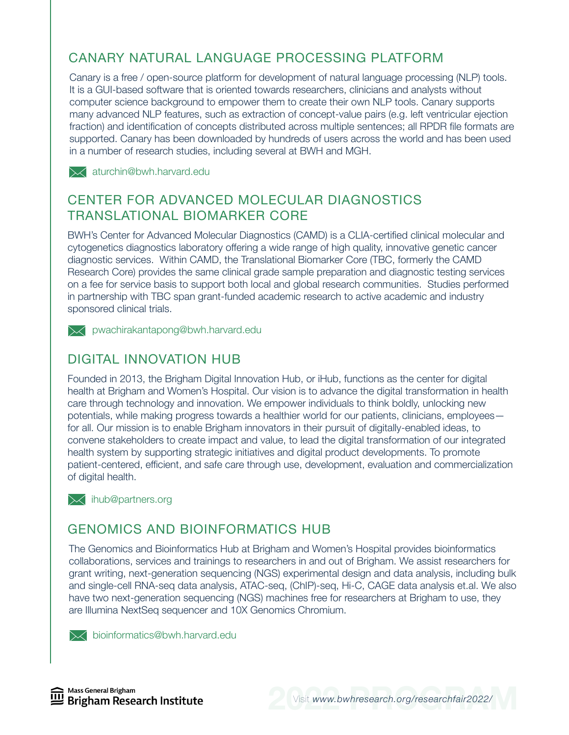## CANARY NATURAL LANGUAGE PROCESSING PLATFORM

Canary is a free / open-source platform for development of natural language processing (NLP) tools. It is a GUI-based software that is oriented towards researchers, clinicians and analysts without computer science background to empower them to create their own NLP tools. Canary supports many advanced NLP features, such as extraction of concept-value pairs (e.g. left ventricular ejection fraction) and identification of concepts distributed across multiple sentences; all RPDR file formats are supported. Canary has been downloaded by hundreds of users across the world and has been used in a number of research studies, including several at BWH and MGH.

aturchin@bwh.harvard.edu

## CENTER FOR ADVANCED MOLECULAR DIAGNOSTICS TRANSLATIONAL BIOMARKER CORE

BWH's Center for Advanced Molecular Diagnostics (CAMD) is a CLIA-certified clinical molecular and cytogenetics diagnostics laboratory offering a wide range of high quality, innovative genetic cancer diagnostic services. Within CAMD, the Translational Biomarker Core (TBC, formerly the CAMD Research Core) provides the same clinical grade sample preparation and diagnostic testing services on a fee for service basis to support both local and global research communities. Studies performed in partnership with TBC span grant-funded academic research to active academic and industry sponsored clinical trials.

pwachirakantapong@bwh.harvard.edu

## DIGITAL INNOVATION HUB

Founded in 2013, the Brigham Digital Innovation Hub, or iHub, functions as the center for digital health at Brigham and Women's Hospital. Our vision is to advance the digital transformation in health care through technology and innovation. We empower individuals to think boldly, unlocking new potentials, while making progress towards a healthier world for our patients, clinicians, employees—for all. Our mission is to enable Brigham innovators in their pursuit of digitally-enabled ideas, to convene stakeholders to create impact and value, to lead the digital transformation of our integrated health system by supporting strategic initiatives and digital product developments. To promote patient-centered, efficient, and safe care through use, development, evaluation and commercialization of digital health.

ihub@partners.org

## GENOMICS AND BIOINFORMATICS HUB

The Genomics and Bioinformatics Hub at Brigham and Women's Hospital provides bioinformatics collaborations, services and trainings to researchers in and out of Brigham. We assist researchers for grant writing, next-generation sequencing (NGS) experimental design and data analysis, including bulk and single-cell RNA-seq data analysis, ATAC-seq, (ChIP)-seq, Hi-C, CAGE data analysis et.al. We also have two next-generation sequencing (NGS) machines free for researchers at Brigham to use, they are Illumina NextSeq sequencer and 10X Genomics Chromium.

bioinformatics@bwh.harvard.edu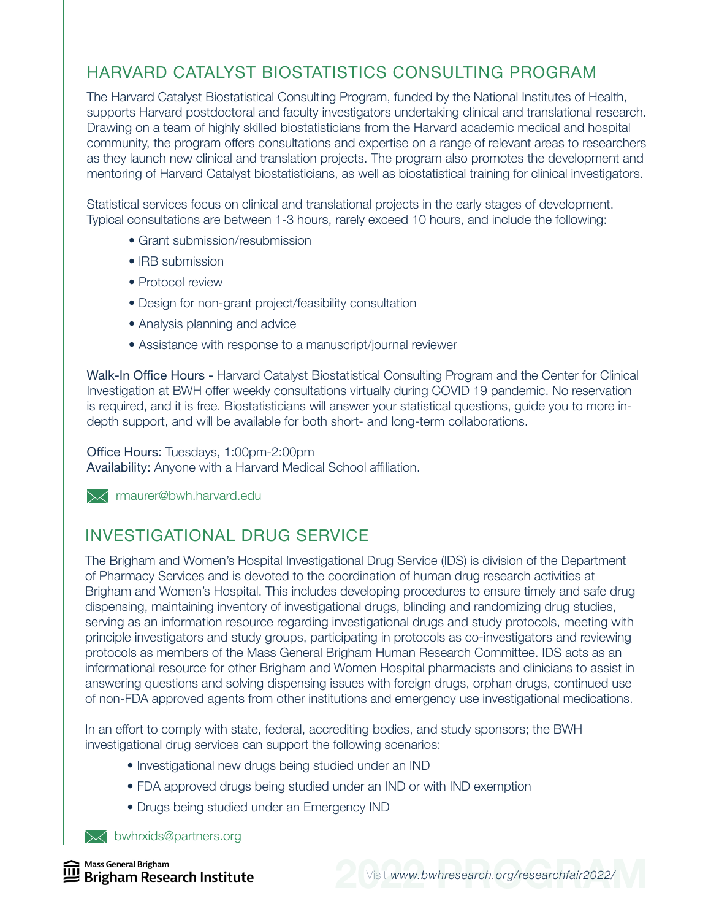## HARVARD CATALYST BIOSTATISTICS CONSULTING PROGRAM

The Harvard Catalyst Biostatistical Consulting Program, funded by the National Institutes of Health, supports Harvard postdoctoral and faculty investigators undertaking clinical and translational research. Drawing on a team of highly skilled biostatisticians from the Harvard academic medical and hospital community, the program offers consultations and expertise on a range of relevant areas to researchers as they launch new clinical and translation projects. The program also promotes the development and mentoring of Harvard Catalyst biostatisticians, as well as biostatistical training for clinical investigators.

Statistical services focus on clinical and translational projects in the early stages of development. Typical consultations are between 1-3 hours, rarely exceed 10 hours, and include the following:

- Grant submission/resubmission
- IRB submission
- Protocol review
- Design for non-grant project/feasibility consultation
- Analysis planning and advice
- Assistance with response to a manuscript/journal reviewer

Walk-In Office Hours - Harvard Catalyst Biostatistical Consulting Program and the Center for Clinical Investigation at BWH offer weekly consultations virtually during COVID 19 pandemic. No reservation is required, and it is free. Biostatisticians will answer your statistical questions, guide you to more in-depth support, and will be available for both short- and long-term collaborations.

Office Hours: Tuesdays, 1:00pm-2:00pm
Availability: Anyone with a Harvard Medical School affiliation.

rmaurer@bwh.harvard.edu

## INVESTIGATIONAL DRUG SERVICE

The Brigham and Women's Hospital Investigational Drug Service (IDS) is division of the Department of Pharmacy Services and is devoted to the coordination of human drug research activities at Brigham and Women's Hospital. This includes developing procedures to ensure timely and safe drug dispensing, maintaining inventory of investigational drugs, blinding and randomizing drug studies, serving as an information resource regarding investigational drugs and study protocols, meeting with principle investigators and study groups, participating in protocols as co-investigators and reviewing protocols as members of the Mass General Brigham Human Research Committee. IDS acts as an informational resource for other Brigham and Women Hospital pharmacists and clinicians to assist in answering questions and solving dispensing issues with foreign drugs, orphan drugs, continued use of non-FDA approved agents from other institutions and emergency use investigational medications.

In an effort to comply with state, federal, accrediting bodies, and study sponsors; the BWH investigational drug services can support the following scenarios:

- Investigational new drugs being studied under an IND
- FDA approved drugs being studied under an IND or with IND exemption
- Drugs being studied under an Emergency IND

bwhrxids@partners.org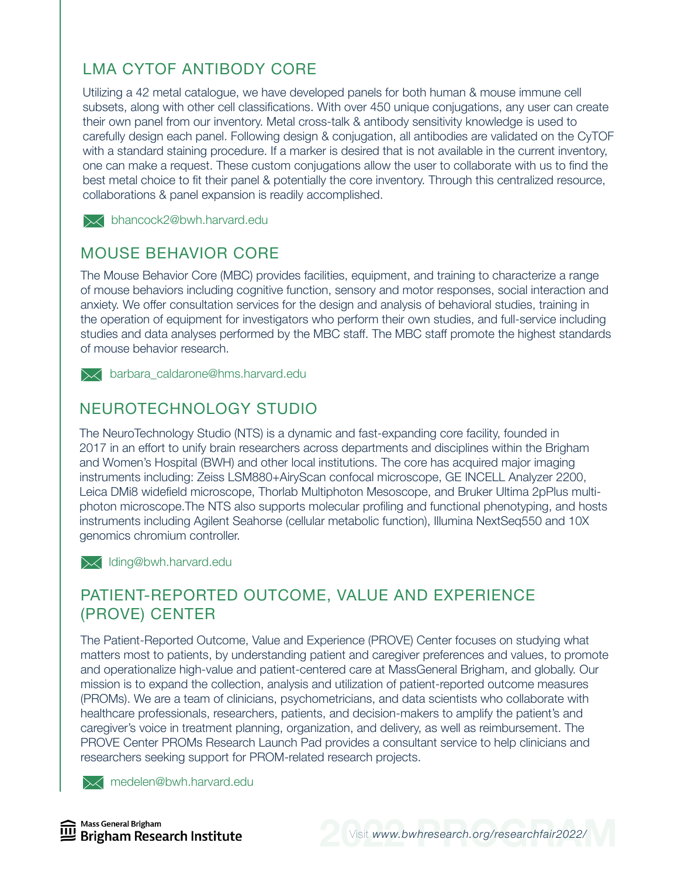## LMA CYTOF ANTIBODY CORE

Utilizing a 42 metal catalogue, we have developed panels for both human & mouse immune cell subsets, along with other cell classifications. With over 450 unique conjugations, any user can create their own panel from our inventory. Metal cross-talk & antibody sensitivity knowledge is used to carefully design each panel. Following design & conjugation, all antibodies are validated on the CyTOF with a standard staining procedure. If a marker is desired that is not available in the current inventory, one can make a request. These custom conjugations allow the user to collaborate with us to find the best metal choice to fit their panel & potentially the core inventory. Through this centralized resource, collaborations & panel expansion is readily accomplished.

bhancock2@bwh.harvard.edu

## MOUSE BEHAVIOR CORE

The Mouse Behavior Core (MBC) provides facilities, equipment, and training to characterize a range of mouse behaviors including cognitive function, sensory and motor responses, social interaction and anxiety. We offer consultation services for the design and analysis of behavioral studies, training in the operation of equipment for investigators who perform their own studies, and full-service including studies and data analyses performed by the MBC staff. The MBC staff promote the highest standards of mouse behavior research.

barbara_caldarone@hms.harvard.edu

## NEUROTECHNOLOGY STUDIO

The NeuroTechnology Studio (NTS) is a dynamic and fast-expanding core facility, founded in 2017 in an effort to unify brain researchers across departments and disciplines within the Brigham and Women's Hospital (BWH) and other local institutions. The core has acquired major imaging instruments including: Zeiss LSM880+AiryScan confocal microscope, GE INCELL Analyzer 2200, Leica DMi8 widefield microscope, Thorlab Multiphoton Mesoscope, and Bruker Ultima 2pPlus multi-photon microscope.The NTS also supports molecular profiling and functional phenotyping, and hosts instruments including Agilent Seahorse (cellular metabolic function), Illumina NextSeq550 and 10X genomics chromium controller.

lding@bwh.harvard.edu

## PATIENT-REPORTED OUTCOME, VALUE AND EXPERIENCE (PROVE) CENTER

The Patient-Reported Outcome, Value and Experience (PROVE) Center focuses on studying what matters most to patients, by understanding patient and caregiver preferences and values, to promote and operationalize high-value and patient-centered care at MassGeneral Brigham, and globally. Our mission is to expand the collection, analysis and utilization of patient-reported outcome measures (PROMs). We are a team of clinicians, psychometricians, and data scientists who collaborate with healthcare professionals, researchers, patients, and decision-makers to amplify the patient's and caregiver's voice in treatment planning, organization, and delivery, as well as reimbursement. The PROVE Center PROMs Research Launch Pad provides a consultant service to help clinicians and researchers seeking support for PROM-related research projects.

medelen@bwh.harvard.edu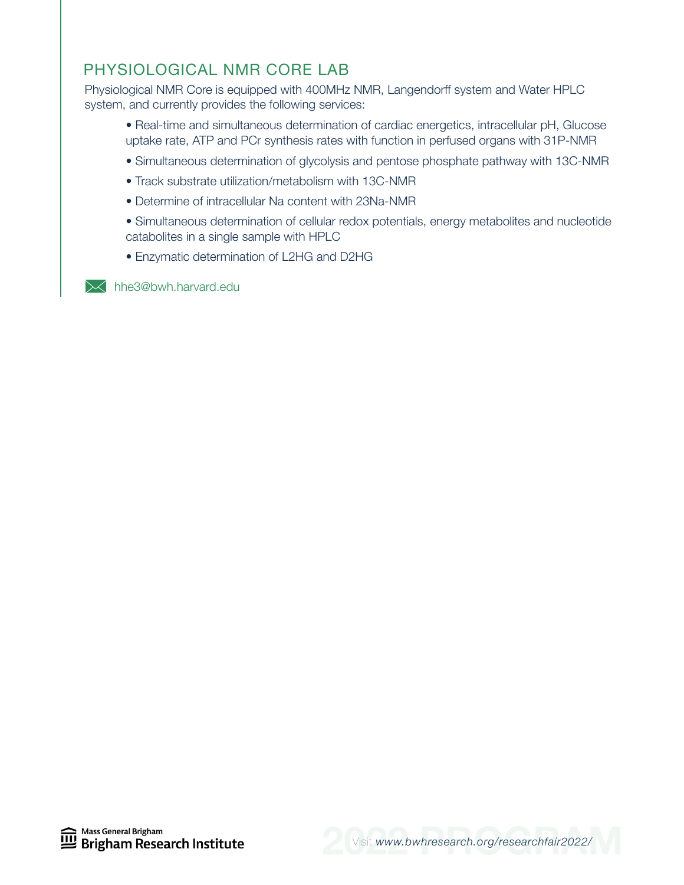## PHYSIOLOGICAL NMR CORE LAB

Physiological NMR Core is equipped with 400MHz NMR, Langendorff system and Water HPLC system, and currently provides the following services:

- Real-time and simultaneous determination of cardiac energetics, intracellular pH, Glucose uptake rate, ATP and PCr synthesis rates with function in perfused organs with 31P-NMR
- Simultaneous determination of glycolysis and pentose phosphate pathway with 13C-NMR
- Track substrate utilization/metabolism with 13C-NMR
- Determine of intracellular Na content with 23Na-NMR
- Simultaneous determination of cellular redox potentials, energy metabolites and nucleotide catabolites in a single sample with HPLC
- Enzymatic determination of L2HG and D2HG

hhe3@bwh.harvard.edu